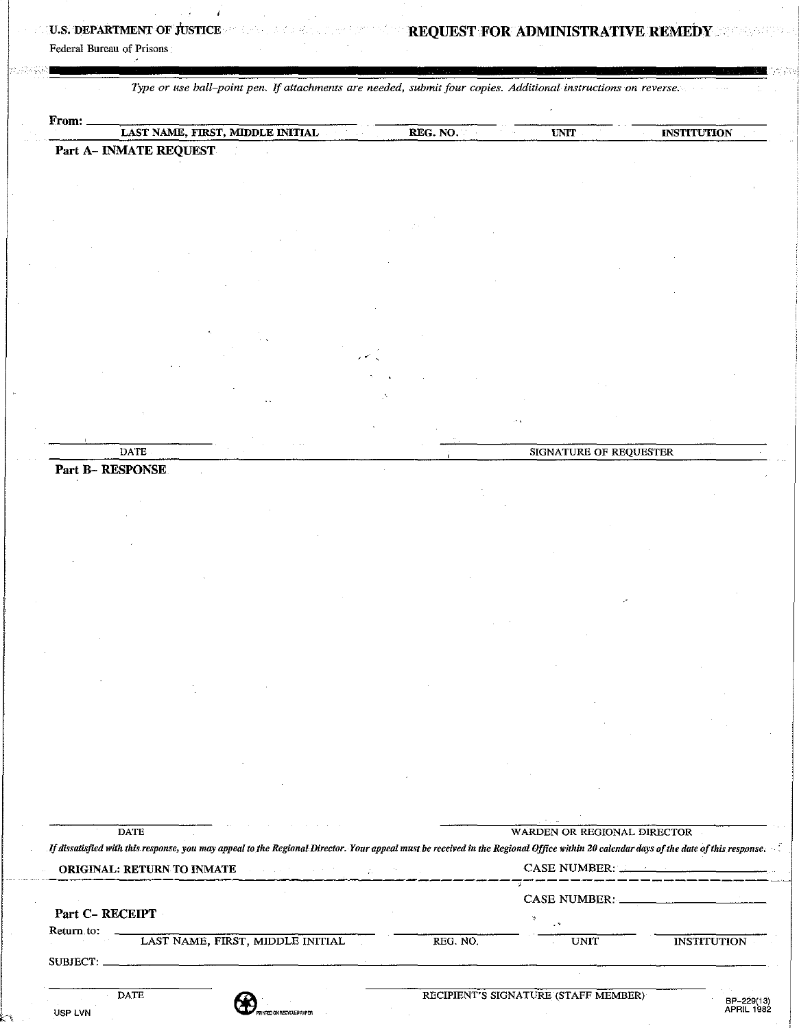U.S. DEPARTMENT OF JUSTICE

Federal Bureau of Prisons

# REQUEST FOR ADMINISTRATIVE REMEDY

*Type or use ball-point pen. If attachments are needed, submit four copies. Additional instructions on reverse.*

**From:** ______________________ ______________ ______________ ______________
LAST NAME, FIRST, MIDDLE INITIAL — REG. NO. — UNIT — INSTITUTION

**Part A- INMATE REQUEST**

______________________ ______________________
DATE — SIGNATURE OF REQUESTER

**Part B- RESPONSE**

______________________ ______________________
DATE — WARDEN OR REGIONAL DIRECTOR

***If dissatisfied with this response, you may appeal to the Regional Director. Your appeal must be received in the Regional Office within 20 calendar days of the date of this response.***

**ORIGINAL: RETURN TO INMATE** — CASE NUMBER: ______________

CASE NUMBER: ______________

**Part C- RECEIPT**

Return to: ______________________ ______________ ______________ ______________
LAST NAME, FIRST, MIDDLE INITIAL — REG. NO. — UNIT — INSTITUTION

SUBJECT: ______________________________________________

______________________ ______________________
DATE — RECIPIENT'S SIGNATURE (STAFF MEMBER)

USP LVN

BP-229(13)
APRIL 1982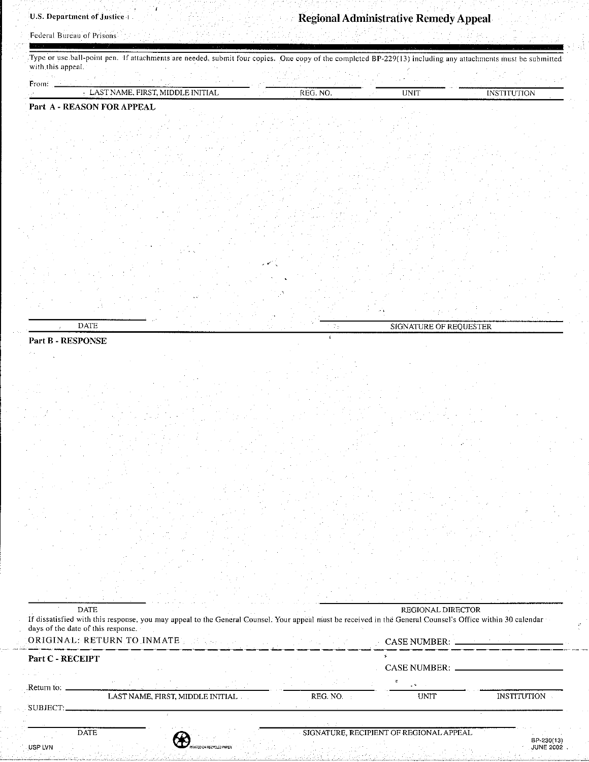U.S. Department of Justice

Federal Bureau of Prisons

# Regional Administrative Remedy Appeal

Type or use ball-point pen. If attachments are needed, submit four copies. One copy of the completed BP-229(13) including any attachments must be submitted with this appeal.

From: ______________________ ______________ ______________ ______________
LAST NAME, FIRST, MIDDLE INITIAL REG. NO. UNIT INSTITUTION

## Part A - REASON FOR APPEAL

______________________ ______________________
DATE SIGNATURE OF REQUESTER

## Part B - RESPONSE

______________________ ______________________
DATE REGIONAL DIRECTOR

If dissatisfied with this response, you may appeal to the General Counsel. Your appeal must be received in the General Counsel's Office within 30 calendar days of the date of this response.

ORIGINAL: RETURN TO INMATE CASE NUMBER: ______________

## Part C - RECEIPT

CASE NUMBER: ______________

Return to: ______________________ ______________ ______________ ______________
LAST NAME, FIRST, MIDDLE INITIAL REG. NO. UNIT INSTITUTION

SUBJECT: ______________________________________________

______________________ ______________________
DATE SIGNATURE, RECIPIENT OF REGIONAL APPEAL

USP LVN

PRINTED ON RECYCLED PAPER

BP-230(13)
JUNE 2002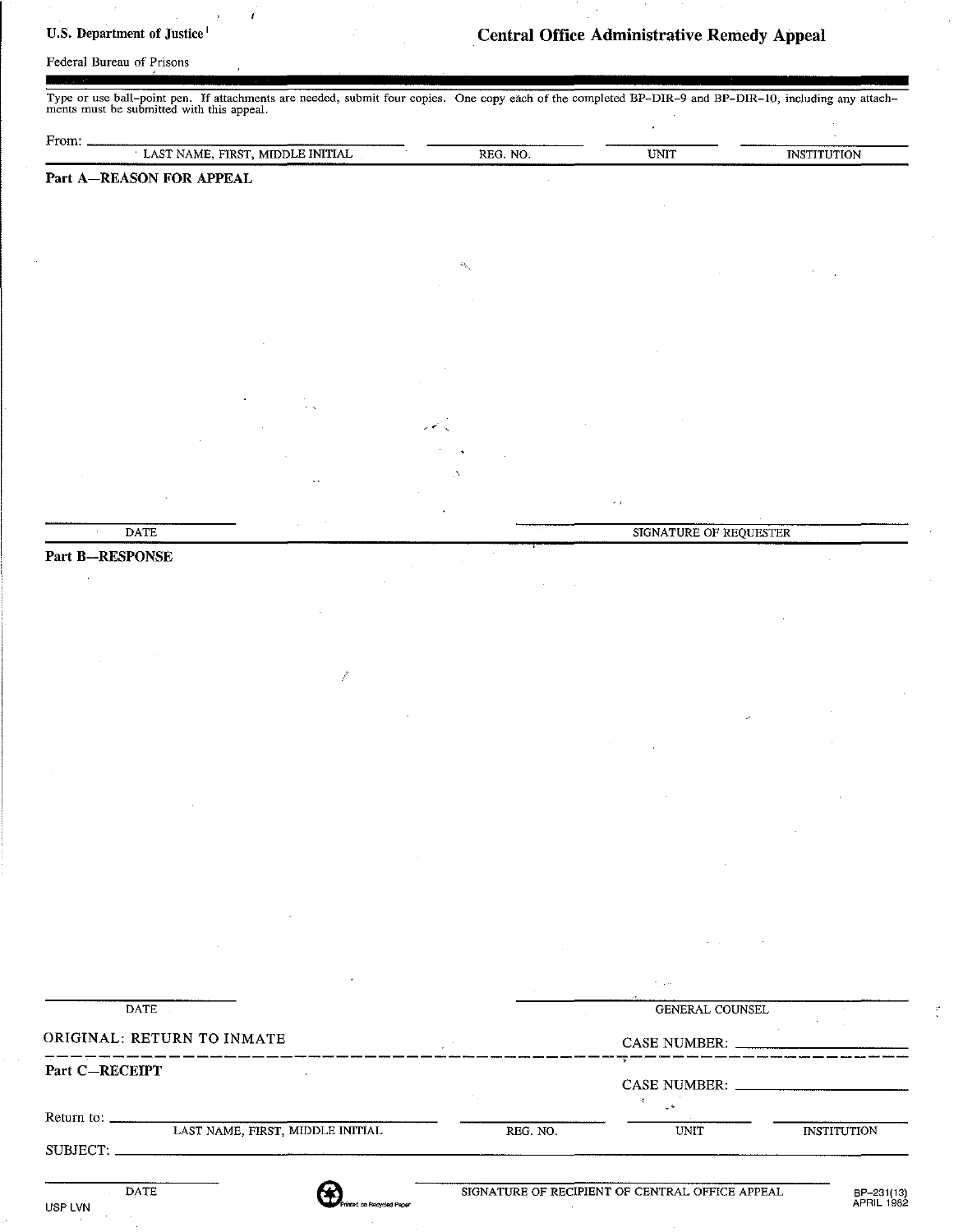U.S. Department of Justice

Federal Bureau of Prisons

# Central Office Administrative Remedy Appeal

Type or use ball-point pen. If attachments are needed, submit four copies. One copy each of the completed BP-DIR-9 and BP-DIR-10, including any attachments must be submitted with this appeal.

From: ______________________ ______________ ______________ ______________

LAST NAME, FIRST, MIDDLE INITIAL — REG. NO. — UNIT — INSTITUTION

## Part A—REASON FOR APPEAL

______________________ ______________________

DATE — SIGNATURE OF REQUESTER

## Part B—RESPONSE

______________________ ______________________

DATE — GENERAL COUNSEL

ORIGINAL: RETURN TO INMATE

CASE NUMBER: ______________________

## Part C—RECEIPT

CASE NUMBER: ______________________

Return to: ______________________ ______________ ______________ ______________

LAST NAME, FIRST, MIDDLE INITIAL — REG. NO. — UNIT — INSTITUTION

SUBJECT: ______________________

______________________ ______________________

DATE — SIGNATURE OF RECIPIENT OF CENTRAL OFFICE APPEAL

USP LVN

Printed on Recycled Paper

BP-231(13)
APRIL 1982